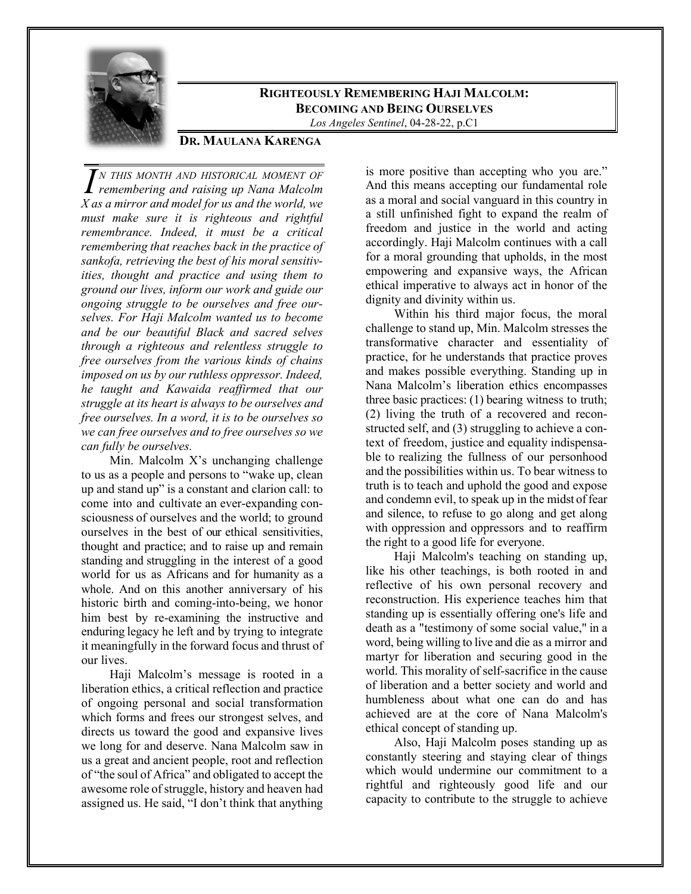# RIGHTEOUSLY REMEMBERING HAJI MALCOLM: BECOMING AND BEING OURSELVES

*Los Angeles Sentinel*, 04-28-22, p.C1

**DR. MAULANA KARENGA**

*IN THIS MONTH AND HISTORICAL MOMENT OF remembering and raising up Nana Malcolm X as a mirror and model for us and the world, we must make sure it is righteous and rightful remembrance. Indeed, it must be a critical remembering that reaches back in the practice of sankofa, retrieving the best of his moral sensitivities, thought and practice and using them to ground our lives, inform our work and guide our ongoing struggle to be ourselves and free ourselves. For Haji Malcolm wanted us to become and be our beautiful Black and sacred selves through a righteous and relentless struggle to free ourselves from the various kinds of chains imposed on us by our ruthless oppressor. Indeed, he taught and Kawaida reaffirmed that our struggle at its heart is always to be ourselves and free ourselves. In a word, it is to be ourselves so we can free ourselves and to free ourselves so we can fully be ourselves.*

Min. Malcolm X's unchanging challenge to us as a people and persons to "wake up, clean up and stand up" is a constant and clarion call: to come into and cultivate an ever-expanding consciousness of ourselves and the world; to ground ourselves in the best of our ethical sensitivities, thought and practice; and to raise up and remain standing and struggling in the interest of a good world for us as Africans and for humanity as a whole. And on this another anniversary of his historic birth and coming-into-being, we honor him best by re-examining the instructive and enduring legacy he left and by trying to integrate it meaningfully in the forward focus and thrust of our lives.

Haji Malcolm's message is rooted in a liberation ethics, a critical reflection and practice of ongoing personal and social transformation which forms and frees our strongest selves, and directs us toward the good and expansive lives we long for and deserve. Nana Malcolm saw in us a great and ancient people, root and reflection of "the soul of Africa" and obligated to accept the awesome role of struggle, history and heaven had assigned us. He said, "I don't think that anything is more positive than accepting who you are." And this means accepting our fundamental role as a moral and social vanguard in this country in a still unfinished fight to expand the realm of freedom and justice in the world and acting accordingly. Haji Malcolm continues with a call for a moral grounding that upholds, in the most empowering and expansive ways, the African ethical imperative to always act in honor of the dignity and divinity within us.

Within his third major focus, the moral challenge to stand up, Min. Malcolm stresses the transformative character and essentiality of practice, for he understands that practice proves and makes possible everything. Standing up in Nana Malcolm's liberation ethics encompasses three basic practices: (1) bearing witness to truth; (2) living the truth of a recovered and reconstructed self, and (3) struggling to achieve a context of freedom, justice and equality indispensable to realizing the fullness of our personhood and the possibilities within us. To bear witness to truth is to teach and uphold the good and expose and condemn evil, to speak up in the midst of fear and silence, to refuse to go along and get along with oppression and oppressors and to reaffirm the right to a good life for everyone.

Haji Malcolm's teaching on standing up, like his other teachings, is both rooted in and reflective of his own personal recovery and reconstruction. His experience teaches him that standing up is essentially offering one's life and death as a "testimony of some social value," in a word, being willing to live and die as a mirror and martyr for liberation and securing good in the world. This morality of self-sacrifice in the cause of liberation and a better society and world and humbleness about what one can do and has achieved are at the core of Nana Malcolm's ethical concept of standing up.

Also, Haji Malcolm poses standing up as constantly steering and staying clear of things which would undermine our commitment to a rightful and righteously good life and our capacity to contribute to the struggle to achieve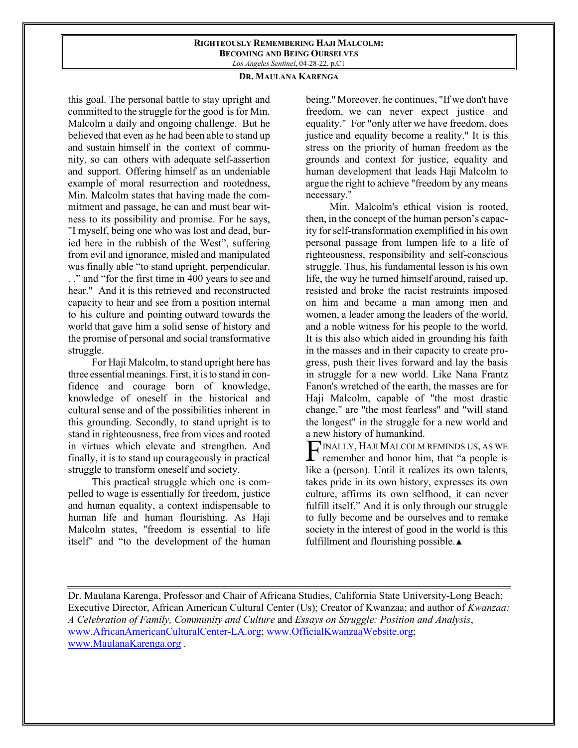this goal. The personal battle to stay upright and committed to the struggle for the good is for Min. Malcolm a daily and ongoing challenge. But he believed that even as he had been able to stand up and sustain himself in the context of community, so can others with adequate self-assertion and support. Offering himself as an undeniable example of moral resurrection and rootedness, Min. Malcolm states that having made the commitment and passage, he can and must bear witness to its possibility and promise. For he says, "I myself, being one who was lost and dead, buried here in the rubbish of the West", suffering from evil and ignorance, misled and manipulated was finally able "to stand upright, perpendicular. . ." and "for the first time in 400 years to see and hear." And it is this retrieved and reconstructed capacity to hear and see from a position internal to his culture and pointing outward towards the world that gave him a solid sense of history and the promise of personal and social transformative struggle.

For Haji Malcolm, to stand upright here has three essential meanings. First, it is to stand in confidence and courage born of knowledge, knowledge of oneself in the historical and cultural sense and of the possibilities inherent in this grounding. Secondly, to stand upright is to stand in righteousness, free from vices and rooted in virtues which elevate and strengthen. And finally, it is to stand up courageously in practical struggle to transform oneself and society.

This practical struggle which one is compelled to wage is essentially for freedom, justice and human equality, a context indispensable to human life and human flourishing. As Haji Malcolm states, "freedom is essential to life itself" and "to the development of the human being." Moreover, he continues, "If we don't have freedom, we can never expect justice and equality." For "only after we have freedom, does justice and equality become a reality." It is this stress on the priority of human freedom as the grounds and context for justice, equality and human development that leads Haji Malcolm to argue the right to achieve "freedom by any means necessary."

Min. Malcolm's ethical vision is rooted, then, in the concept of the human person's capacity for self-transformation exemplified in his own personal passage from lumpen life to a life of righteousness, responsibility and self-conscious struggle. Thus, his fundamental lesson is his own life, the way he turned himself around, raised up, resisted and broke the racist restraints imposed on him and became a man among men and women, a leader among the leaders of the world, and a noble witness for his people to the world. It is this also which aided in grounding his faith in the masses and in their capacity to create progress, push their lives forward and lay the basis in struggle for a new world. Like Nana Frantz Fanon's wretched of the earth, the masses are for Haji Malcolm, capable of "the most drastic change," are "the most fearless" and "will stand the longest" in the struggle for a new world and a new history of humankind.

FINALLY, HAJI MALCOLM REMINDS US, AS WE remember and honor him, that "a people is like a (person). Until it realizes its own talents, takes pride in its own history, expresses its own culture, affirms its own selfhood, it can never fulfill itself." And it is only through our struggle to fully become and be ourselves and to remake society in the interest of good in the world is this fulfillment and flourishing possible.▲

---

Dr. Maulana Karenga, Professor and Chair of Africana Studies, California State University-Long Beach; Executive Director, African American Cultural Center (Us); Creator of Kwanzaa; and author of *Kwanzaa: A Celebration of Family, Community and Culture* and *Essays on Struggle: Position and Analysis*, www.AfricanAmericanCulturalCenter-LA.org; www.OfficialKwanzaaWebsite.org; www.MaulanaKarenga.org .